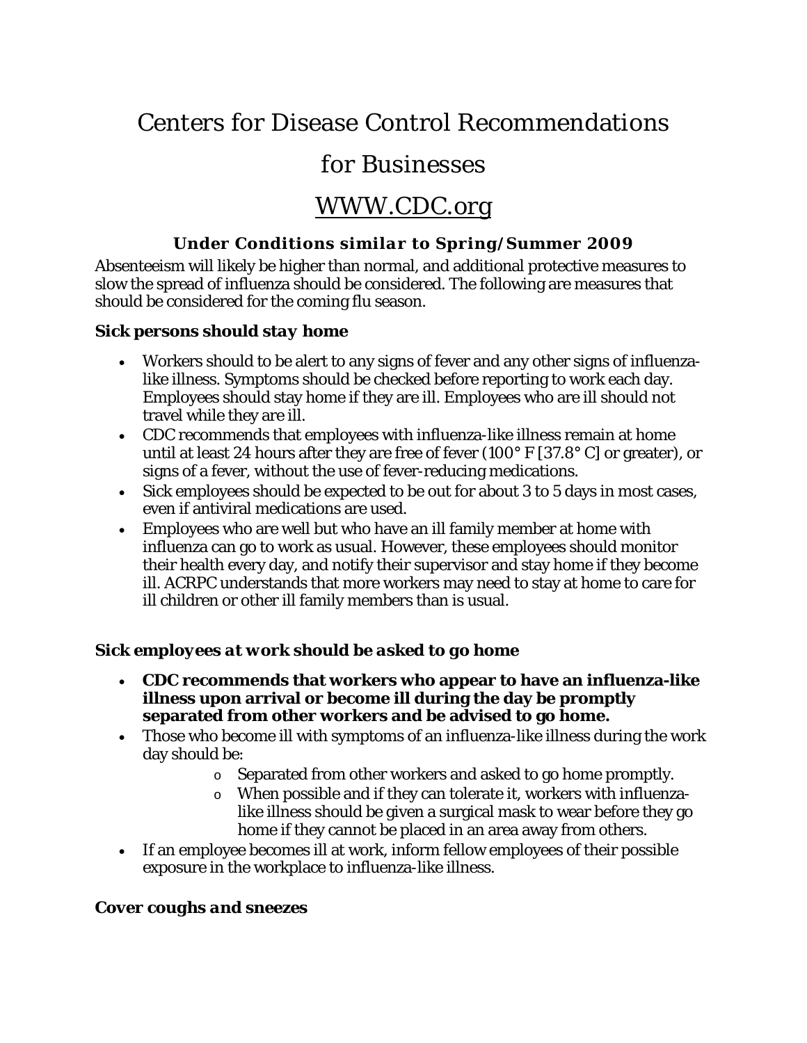# Centers for Disease Control Recommendations

# for Businesses

# WWW.CDC.org

### Under Conditions similar to Spring/Summer 2009

Absenteeism will likely be higher than normal, and additional protective measures to slow the spread of influenza should be considered. The following are measures that should be considered for the coming flu season.

### *Sick persons should stay home*

- Workers should to be alert to any signs of fever and any other signs of influenza-like illness. Symptoms should be checked before reporting to work each day. Employees should stay home if they are ill. Employees who are ill should not travel while they are ill.
- CDC recommends that employees with influenza-like illness remain at home until at least 24 hours after they are free of fever (100° F [37.8° C] or greater), or signs of a fever, without the use of fever-reducing medications.
- Sick employees should be expected to be out for about 3 to 5 days in most cases, even if antiviral medications are used.
- Employees who are well but who have an ill family member at home with influenza can go to work as usual. However, these employees should monitor their health every day, and notify their supervisor and stay home if they become ill. ACRPC understands that more workers may need to stay at home to care for ill children or other ill family members than is usual.

### *Sick employees at work should be asked to go home*

- **CDC recommends that workers who appear to have an influenza-like illness upon arrival or become ill during the day be promptly separated from other workers and be advised to go home.**
- Those who become ill with symptoms of an influenza-like illness during the work day should be:
  - Separated from other workers and asked to go home promptly.
  - When possible and if they can tolerate it, workers with influenza-like illness should be given a surgical mask to wear before they go home if they cannot be placed in an area away from others.
- If an employee becomes ill at work, inform fellow employees of their possible exposure in the workplace to influenza-like illness.

### *Cover coughs and sneezes*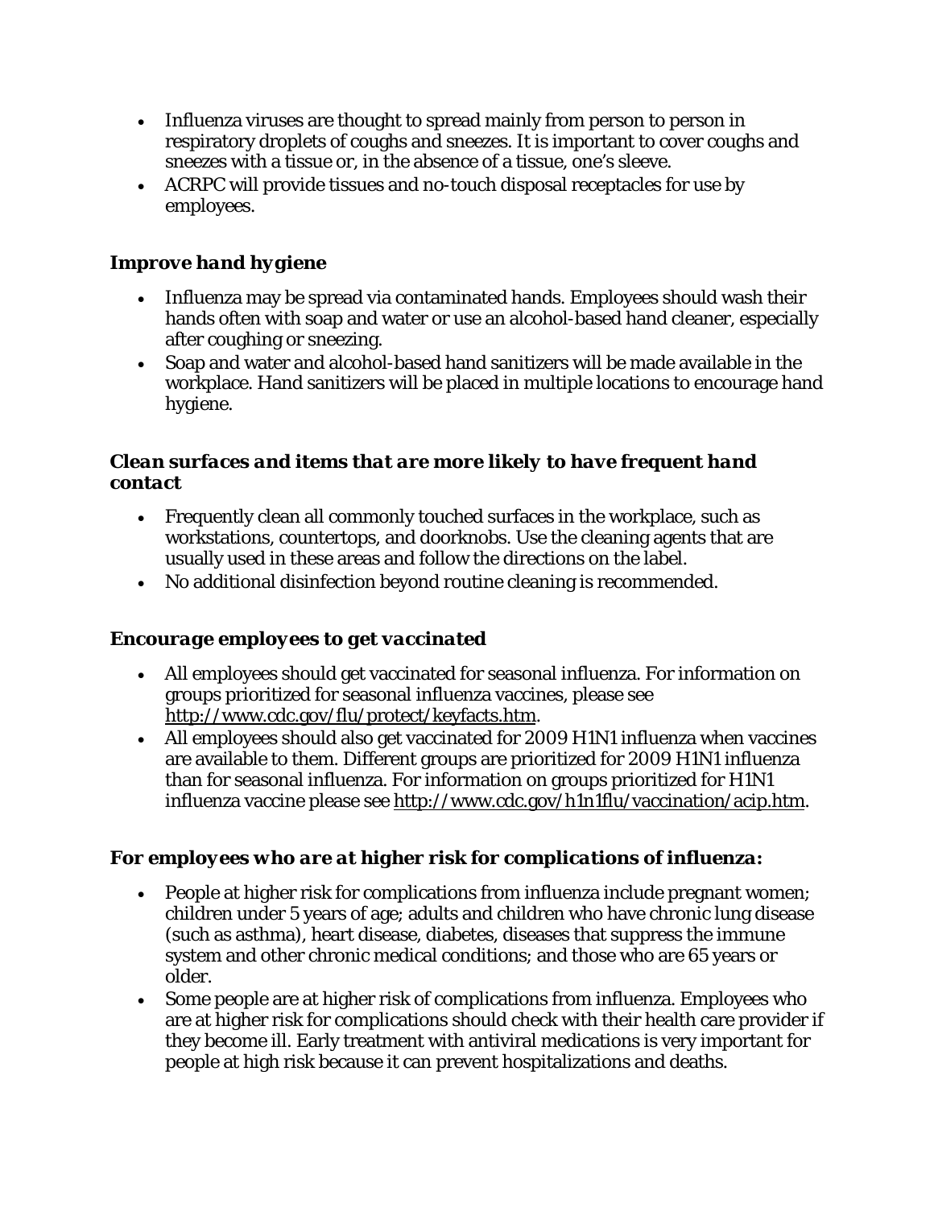- Influenza viruses are thought to spread mainly from person to person in respiratory droplets of coughs and sneezes. It is important to cover coughs and sneezes with a tissue or, in the absence of a tissue, one's sleeve.
- ACRPC will provide tissues and no-touch disposal receptacles for use by employees.

### *Improve hand hygiene*

- Influenza may be spread via contaminated hands. Employees should wash their hands often with soap and water or use an alcohol-based hand cleaner, especially after coughing or sneezing.
- Soap and water and alcohol-based hand sanitizers will be made available in the workplace. Hand sanitizers will be placed in multiple locations to encourage hand hygiene.

### *Clean surfaces and items that are more likely to have frequent hand contact*

- Frequently clean all commonly touched surfaces in the workplace, such as workstations, countertops, and doorknobs. Use the cleaning agents that are usually used in these areas and follow the directions on the label.
- No additional disinfection beyond routine cleaning is recommended.

### *Encourage employees to get vaccinated*

- All employees should get vaccinated for seasonal influenza. For information on groups prioritized for seasonal influenza vaccines, please see http://www.cdc.gov/flu/protect/keyfacts.htm.
- All employees should also get vaccinated for 2009 H1N1 influenza when vaccines are available to them. Different groups are prioritized for 2009 H1N1 influenza than for seasonal influenza. For information on groups prioritized for H1N1 influenza vaccine please see http://www.cdc.gov/h1n1flu/vaccination/acip.htm.

### *For employees who are at higher risk for complications of influenza:*

- People at higher risk for complications from influenza include pregnant women; children under 5 years of age; adults and children who have chronic lung disease (such as asthma), heart disease, diabetes, diseases that suppress the immune system and other chronic medical conditions; and those who are 65 years or older.
- Some people are at higher risk of complications from influenza. Employees who are at higher risk for complications should check with their health care provider if they become ill. Early treatment with antiviral medications is very important for people at high risk because it can prevent hospitalizations and deaths.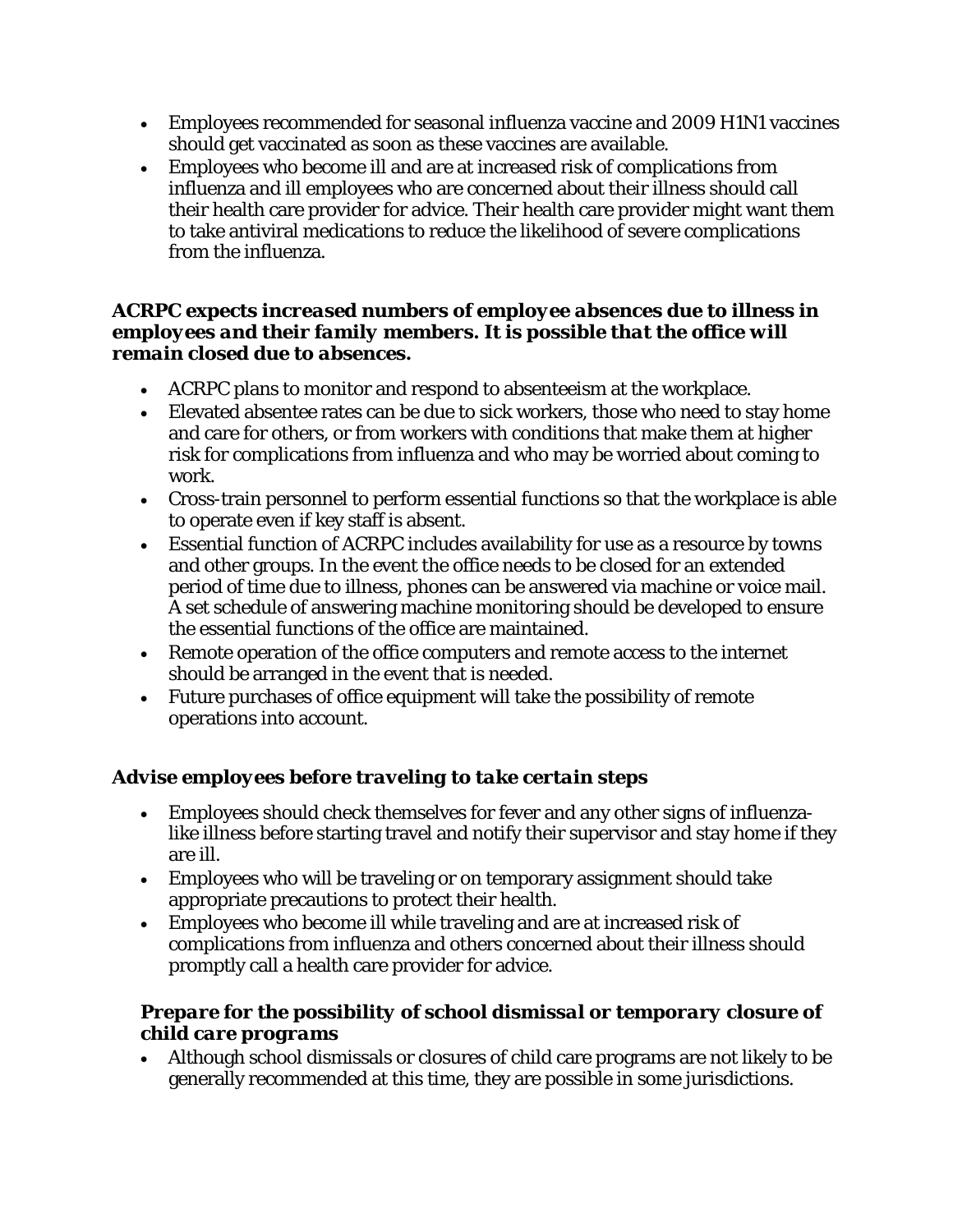- Employees recommended for seasonal influenza vaccine and 2009 H1N1 vaccines should get vaccinated as soon as these vaccines are available.
- Employees who become ill and are at increased risk of complications from influenza and ill employees who are concerned about their illness should call their health care provider for advice. Their health care provider might want them to take antiviral medications to reduce the likelihood of severe complications from the influenza.

### *ACRPC expects increased numbers of employee absences due to illness in employees and their family members. It is possible that the office will remain closed due to absences.*

- ACRPC plans to monitor and respond to absenteeism at the workplace.
- Elevated absentee rates can be due to sick workers, those who need to stay home and care for others, or from workers with conditions that make them at higher risk for complications from influenza and who may be worried about coming to work.
- Cross-train personnel to perform essential functions so that the workplace is able to operate even if key staff is absent.
- Essential function of ACRPC includes availability for use as a resource by towns and other groups. In the event the office needs to be closed for an extended period of time due to illness, phones can be answered via machine or voice mail. A set schedule of answering machine monitoring should be developed to ensure the essential functions of the office are maintained.
- Remote operation of the office computers and remote access to the internet should be arranged in the event that is needed.
- Future purchases of office equipment will take the possibility of remote operations into account.

### *Advise employees before traveling to take certain steps*

- Employees should check themselves for fever and any other signs of influenza-like illness before starting travel and notify their supervisor and stay home if they are ill.
- Employees who will be traveling or on temporary assignment should take appropriate precautions to protect their health.
- Employees who become ill while traveling and are at increased risk of complications from influenza and others concerned about their illness should promptly call a health care provider for advice.

### *Prepare for the possibility of school dismissal or temporary closure of child care programs*

- Although school dismissals or closures of child care programs are not likely to be generally recommended at this time, they are possible in some jurisdictions.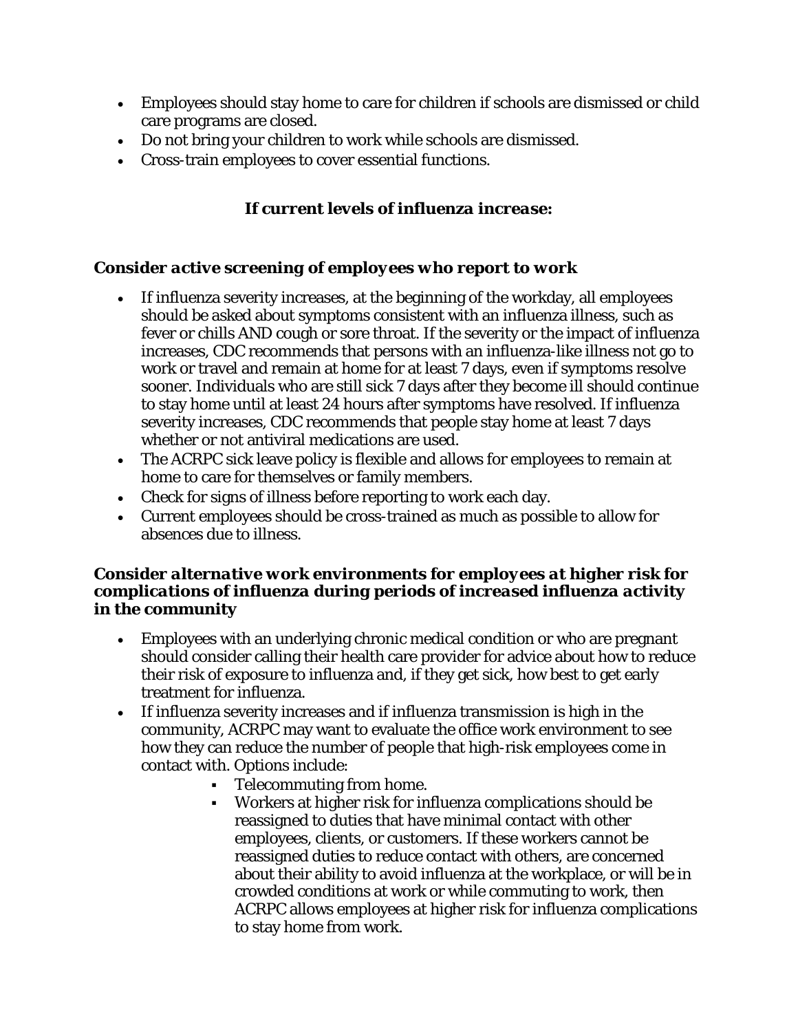- Employees should stay home to care for children if schools are dismissed or child care programs are closed.
- Do not bring your children to work while schools are dismissed.
- Cross-train employees to cover essential functions.

### *If current levels of influenza increase:*

#### *Consider active screening of employees who report to work*

- If influenza severity increases, at the beginning of the workday, all employees should be asked about symptoms consistent with an influenza illness, such as fever or chills AND cough or sore throat. If the severity or the impact of influenza increases, CDC recommends that persons with an influenza-like illness not go to work or travel and remain at home for at least 7 days, even if symptoms resolve sooner. Individuals who are still sick 7 days after they become ill should continue to stay home until at least 24 hours after symptoms have resolved. If influenza severity increases, CDC recommends that people stay home at least 7 days whether or not antiviral medications are used.
- The ACRPC sick leave policy is flexible and allows for employees to remain at home to care for themselves or family members.
- Check for signs of illness before reporting to work each day.
- Current employees should be cross-trained as much as possible to allow for absences due to illness.

#### *Consider alternative work environments for employees at higher risk for complications of influenza during periods of increased influenza activity in the community*

- Employees with an underlying chronic medical condition or who are pregnant should consider calling their health care provider for advice about how to reduce their risk of exposure to influenza and, if they get sick, how best to get early treatment for influenza.
- If influenza severity increases and if influenza transmission is high in the community, ACRPC may want to evaluate the office work environment to see how they can reduce the number of people that high-risk employees come in contact with. Options include:
  - Telecommuting from home.
  - Workers at higher risk for influenza complications should be reassigned to duties that have minimal contact with other employees, clients, or customers. If these workers cannot be reassigned duties to reduce contact with others, are concerned about their ability to avoid influenza at the workplace, or will be in crowded conditions at work or while commuting to work, then ACRPC allows employees at higher risk for influenza complications to stay home from work.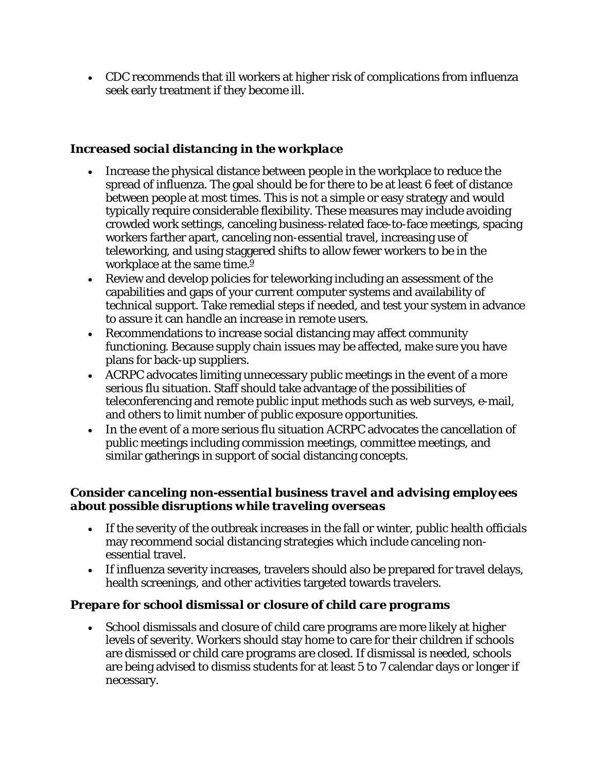- CDC recommends that ill workers at higher risk of complications from influenza seek early treatment if they become ill.

### *Increased social distancing in the workplace*

- Increase the physical distance between people in the workplace to reduce the spread of influenza. The goal should be for there to be at least 6 feet of distance between people at most times. This is not a simple or easy strategy and would typically require considerable flexibility. These measures may include avoiding crowded work settings, canceling business-related face-to-face meetings, spacing workers farther apart, canceling non-essential travel, increasing use of teleworking, and using staggered shifts to allow fewer workers to be in the workplace at the same time.[9]
- Review and develop policies for teleworking including an assessment of the capabilities and gaps of your current computer systems and availability of technical support. Take remedial steps if needed, and test your system in advance to assure it can handle an increase in remote users.
- Recommendations to increase social distancing may affect community functioning. Because supply chain issues may be affected, make sure you have plans for back-up suppliers.
- ACRPC advocates limiting unnecessary public meetings in the event of a more serious flu situation. Staff should take advantage of the possibilities of teleconferencing and remote public input methods such as web surveys, e-mail, and others to limit number of public exposure opportunities.
- In the event of a more serious flu situation ACRPC advocates the cancellation of public meetings including commission meetings, committee meetings, and similar gatherings in support of social distancing concepts.

### *Consider canceling non-essential business travel and advising employees about possible disruptions while traveling overseas*

- If the severity of the outbreak increases in the fall or winter, public health officials may recommend social distancing strategies which include canceling non-essential travel.
- If influenza severity increases, travelers should also be prepared for travel delays, health screenings, and other activities targeted towards travelers.

### *Prepare for school dismissal or closure of child care programs*

- School dismissals and closure of child care programs are more likely at higher levels of severity. Workers should stay home to care for their children if schools are dismissed or child care programs are closed. If dismissal is needed, schools are being advised to dismiss students for at least 5 to 7 calendar days or longer if necessary.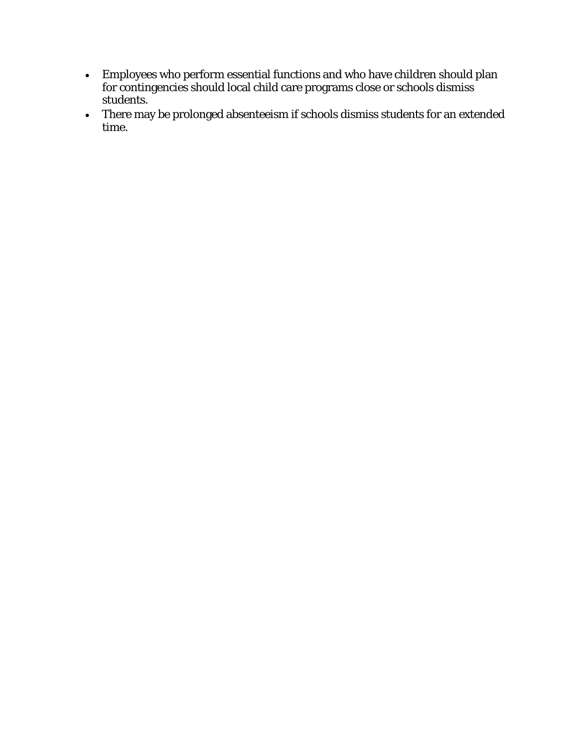- Employees who perform essential functions and who have children should plan for contingencies should local child care programs close or schools dismiss students.
- There may be prolonged absenteeism if schools dismiss students for an extended time.